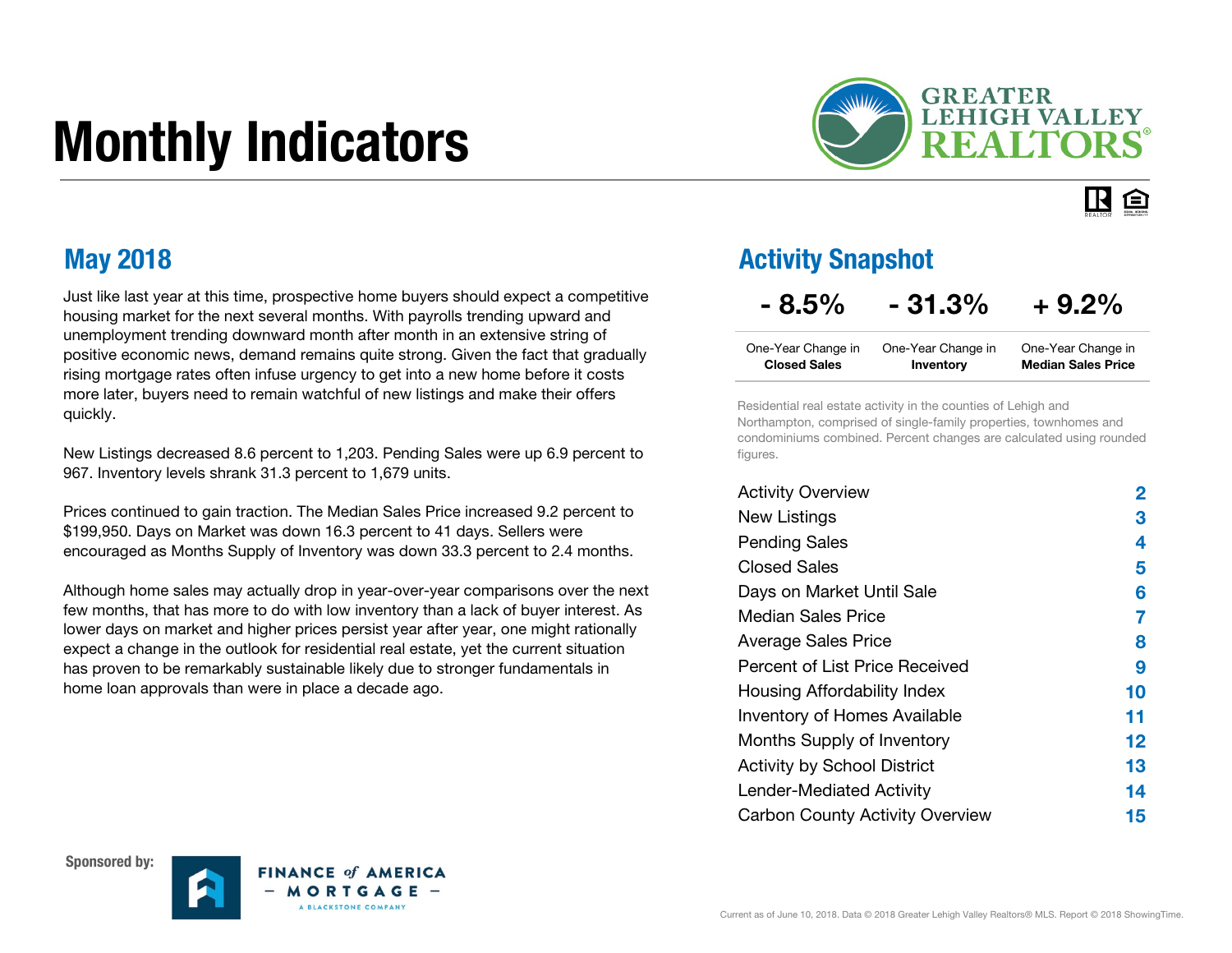# Monthly Indicators

GREATER LEHIGH VALLEY REALTORS®

## May 2018

Just like last year at this time, prospective home buyers should expect a competitive housing market for the next several months. With payrolls trending upward and unemployment trending downward month after month in an extensive string of positive economic news, demand remains quite strong. Given the fact that gradually rising mortgage rates often infuse urgency to get into a new home before it costs more later, buyers need to remain watchful of new listings and make their offers quickly.

New Listings decreased 8.6 percent to 1,203. Pending Sales were up 6.9 percent to 967. Inventory levels shrank 31.3 percent to 1,679 units.

Prices continued to gain traction. The Median Sales Price increased 9.2 percent to $199,950. Days on Market was down 16.3 percent to 41 days. Sellers were encouraged as Months Supply of Inventory was down 33.3 percent to 2.4 months.

Although home sales may actually drop in year-over-year comparisons over the next few months, that has more to do with low inventory than a lack of buyer interest. As lower days on market and higher prices persist year after year, one might rationally expect a change in the outlook for residential real estate, yet the current situation has proven to be remarkably sustainable likely due to stronger fundamentals in home loan approvals than were in place a decade ago.

## Activity Snapshot

| - 8.5% | - 31.3% | + 9.2% |
|---|---|---|
| One-Year Change in **Closed Sales** | One-Year Change in **Inventory** | One-Year Change in **Median Sales Price** |

Residential real estate activity in the counties of Lehigh and Northampton, comprised of single-family properties, townhomes and condominiums combined. Percent changes are calculated using rounded figures.

| | |
|---|---|
| Activity Overview | 2 |
| New Listings | 3 |
| Pending Sales | 4 |
| Closed Sales | 5 |
| Days on Market Until Sale | 6 |
| Median Sales Price | 7 |
| Average Sales Price | 8 |
| Percent of List Price Received | 9 |
| Housing Affordability Index | 10 |
| Inventory of Homes Available | 11 |
| Months Supply of Inventory | 12 |
| Activity by School District | 13 |
| Lender-Mediated Activity | 14 |
| Carbon County Activity Overview | 15 |

**Sponsored by:** FINANCE of AMERICA – MORTGAGE – A BLACKSTONE COMPANY

Current as of June 10, 2018. Data © 2018 Greater Lehigh Valley Realtors® MLS. Report © 2018 ShowingTime.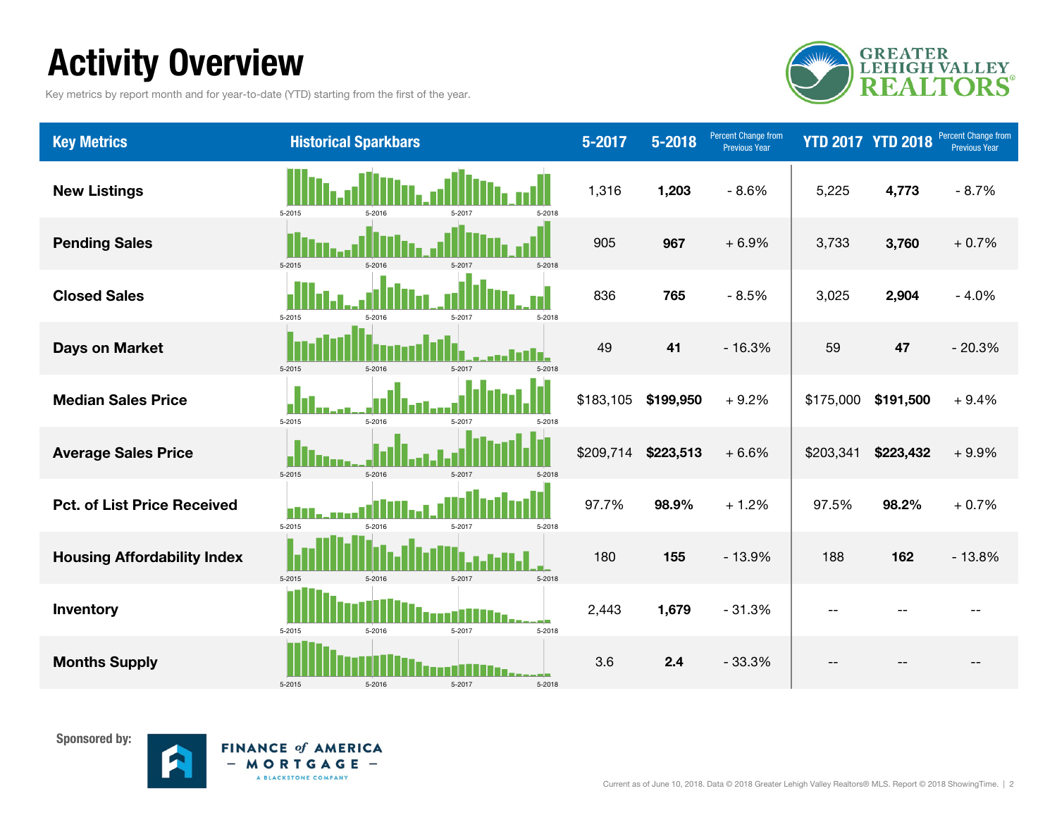# Activity Overview

Key metrics by report month and for year-to-date (YTD) starting from the first of the year.

| Key Metrics | Historical Sparkbars | 5-2017 | 5-2018 | Percent Change from Previous Year | YTD 2017 | YTD 2018 | Percent Change from Previous Year |
|---|---|---|---|---|---|---|---|
| New Listings | 5-2015 5-2016 5-2017 5-2018 | 1,316 | **1,203** | - 8.6% | 5,225 | **4,773** | - 8.7% |
| Pending Sales | 5-2015 5-2016 5-2017 5-2018 | 905 | **967** | + 6.9% | 3,733 | **3,760** | + 0.7% |
| Closed Sales | 5-2015 5-2016 5-2017 5-2018 | 836 | **765** | - 8.5% | 3,025 | **2,904** | - 4.0% |
| Days on Market | 5-2015 5-2016 5-2017 5-2018 | 49 | **41** | - 16.3% | 59 | **47** | - 20.3% |
| Median Sales Price | 5-2015 5-2016 5-2017 5-2018 | $183,105 | **$199,950** | + 9.2% | $175,000 | **$191,500** | + 9.4% |
| Average Sales Price | 5-2015 5-2016 5-2017 5-2018 | $209,714 | **$223,513** | + 6.6% | $203,341 | **$223,432** | + 9.9% |
| Pct. of List Price Received | 5-2015 5-2016 5-2017 5-2018 | 97.7% | **98.9%** | + 1.2% | 97.5% | **98.2%** | + 0.7% |
| Housing Affordability Index | 5-2015 5-2016 5-2017 5-2018 | 180 | **155** | - 13.9% | 188 | **162** | - 13.8% |
| Inventory | 5-2015 5-2016 5-2017 5-2018 | 2,443 | **1,679** | - 31.3% | -- | -- | -- |
| Months Supply | 5-2015 5-2016 5-2017 5-2018 | 3.6 | **2.4** | - 33.3% | -- | -- | -- |

Sponsored by: FINANCE of AMERICA – MORTGAGE – A BLACKSTONE COMPANY

Current as of June 10, 2018. Data © 2018 Greater Lehigh Valley Realtors® MLS. Report © 2018 ShowingTime.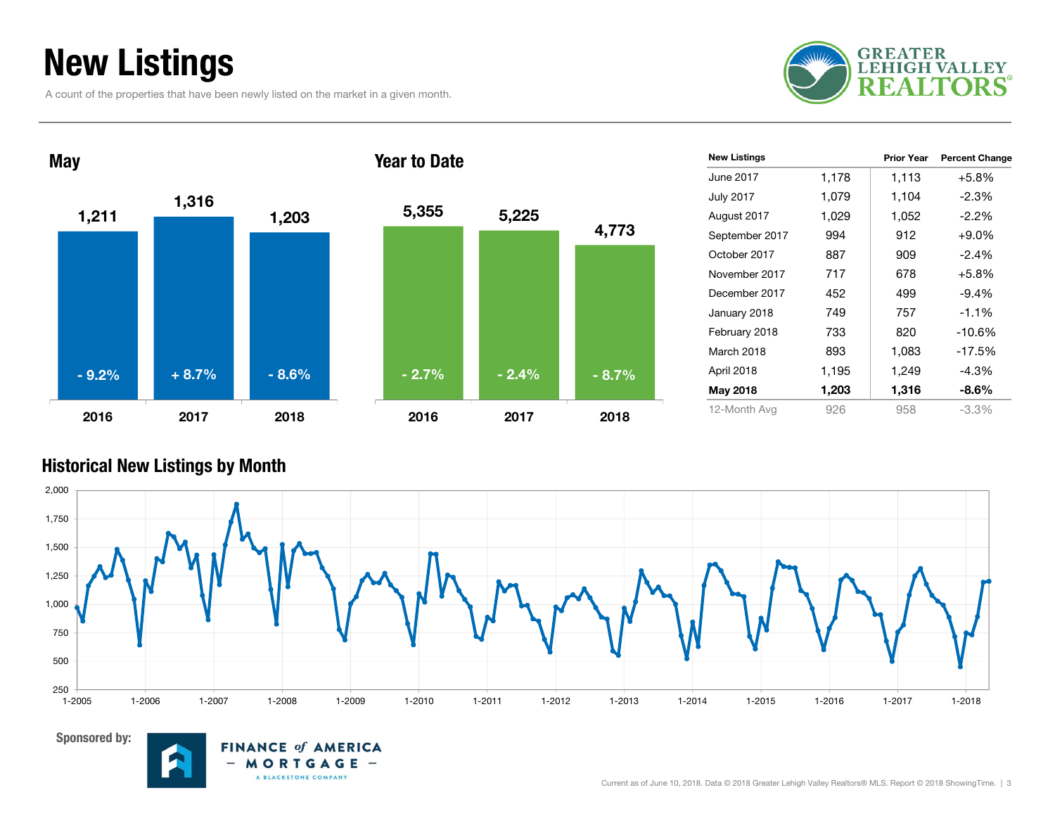# New Listings

A count of the properties that have been newly listed on the market in a given month.

GREATER LEHIGH VALLEY REALTORS®

## May

| Year | New Listings | Change |
|---|---|---|
| 2016 | 1,211 | - 9.2% |
| 2017 | 1,316 | + 8.7% |
| 2018 | 1,203 | - 8.6% |

## Year to Date

| Year | New Listings | Change |
|---|---|---|
| 2016 | 5,355 | - 2.7% |
| 2017 | 5,225 | - 2.4% |
| 2018 | 4,773 | - 8.7% |

| New Listings | | Prior Year | Percent Change |
|---|---|---|---|
| June 2017 | 1,178 | 1,113 | +5.8% |
| July 2017 | 1,079 | 1,104 | -2.3% |
| August 2017 | 1,029 | 1,052 | -2.2% |
| September 2017 | 994 | 912 | +9.0% |
| October 2017 | 887 | 909 | -2.4% |
| November 2017 | 717 | 678 | +5.8% |
| December 2017 | 452 | 499 | -9.4% |
| January 2018 | 749 | 757 | -1.1% |
| February 2018 | 733 | 820 | -10.6% |
| March 2018 | 893 | 1,083 | -17.5% |
| April 2018 | 1,195 | 1,249 | -4.3% |
| **May 2018** | **1,203** | **1,316** | **-8.6%** |
| 12-Month Avg | 926 | 958 | -3.3% |

## Historical New Listings by Month

Sponsored by: FINANCE of AMERICA MORTGAGE – A BLACKSTONE COMPANY

Current as of June 10, 2018. Data © 2018 Greater Lehigh Valley Realtors® MLS. Report © 2018 ShowingTime.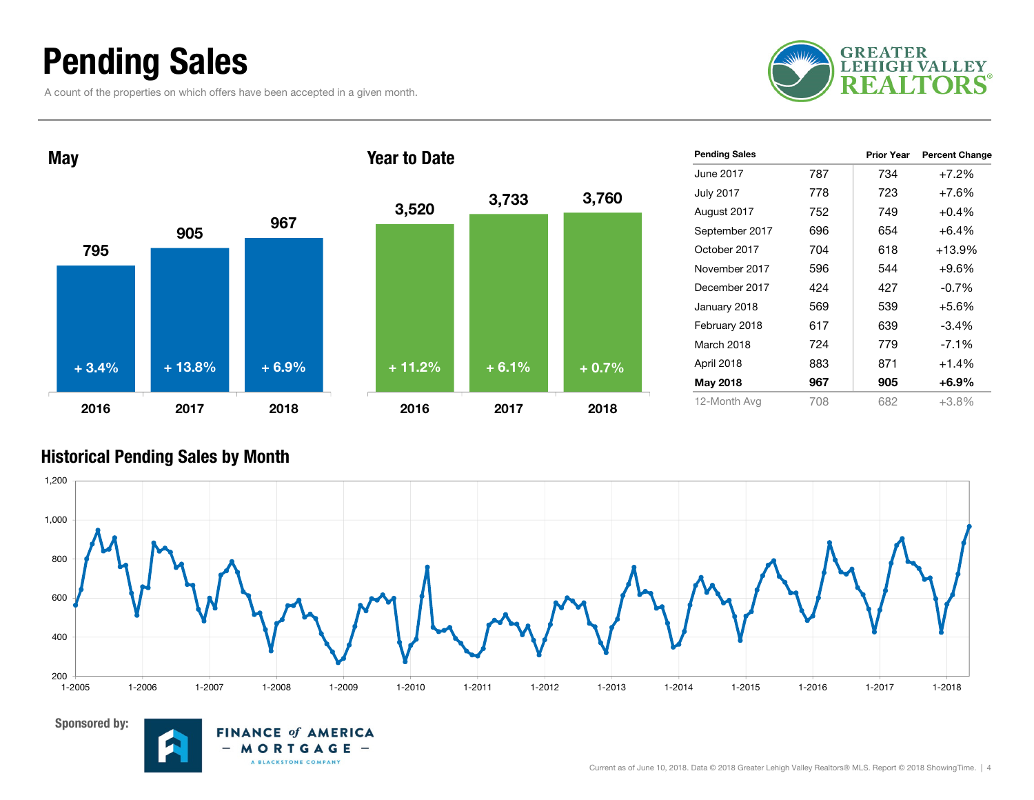# Pending Sales

A count of the properties on which offers have been accepted in a given month.

GREATER LEHIGH VALLEY REALTORS®

## May

| | 2016 | 2017 | 2018 |
|---|---|---|---|
| Pending Sales | 795 | 905 | 967 |
| Change | + 3.4% | + 13.8% | + 6.9% |

## Year to Date

| | 2016 | 2017 | 2018 |
|---|---|---|---|
| Pending Sales | 3,520 | 3,733 | 3,760 |
| Change | + 11.2% | + 6.1% | + 0.7% |

| Pending Sales | | Prior Year | Percent Change |
|---|---|---|---|
| June 2017 | 787 | 734 | +7.2% |
| July 2017 | 778 | 723 | +7.6% |
| August 2017 | 752 | 749 | +0.4% |
| September 2017 | 696 | 654 | +6.4% |
| October 2017 | 704 | 618 | +13.9% |
| November 2017 | 596 | 544 | +9.6% |
| December 2017 | 424 | 427 | -0.7% |
| January 2018 | 569 | 539 | +5.6% |
| February 2018 | 617 | 639 | -3.4% |
| March 2018 | 724 | 779 | -7.1% |
| April 2018 | 883 | 871 | +1.4% |
| **May 2018** | **967** | **905** | **+6.9%** |
| 12-Month Avg | 708 | 682 | +3.8% |

## Historical Pending Sales by Month

Sponsored by: FINANCE of AMERICA – MORTGAGE – A BLACKSTONE COMPANY

Current as of June 10, 2018. Data © 2018 Greater Lehigh Valley Realtors® MLS. Report © 2018 ShowingTime.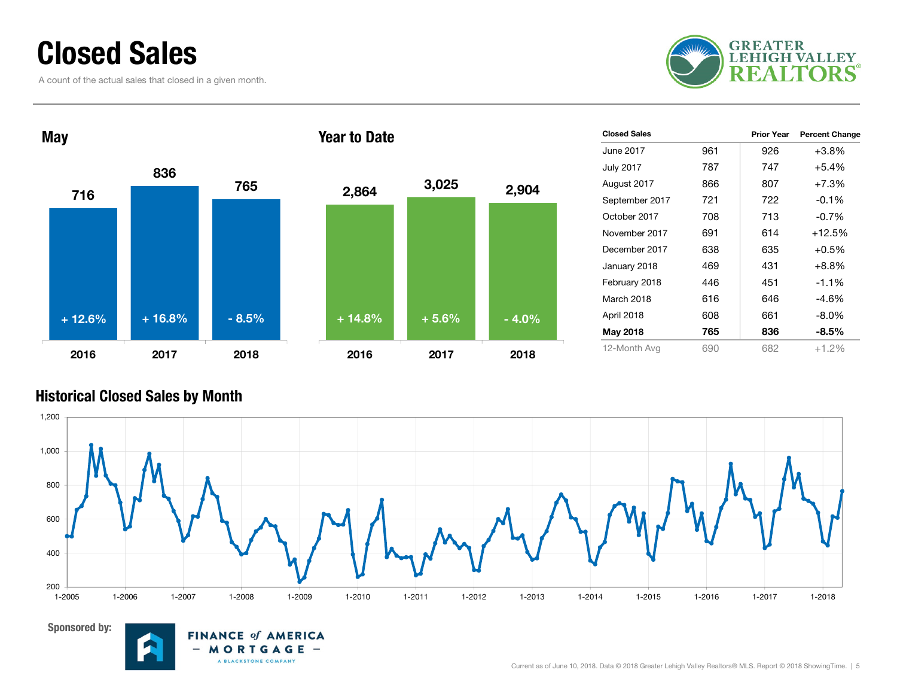# Closed Sales

A count of the actual sales that closed in a given month.

GREATER LEHIGH VALLEY REALTORS®

## May

| | 2016 | 2017 | 2018 |
|---|---|---|---|
| Closed Sales | 716 | 836 | 765 |
| Change | + 12.6% | + 16.8% | - 8.5% |

## Year to Date

| | 2016 | 2017 | 2018 |
|---|---|---|---|
| Closed Sales | 2,864 | 3,025 | 2,904 |
| Change | + 14.8% | + 5.6% | - 4.0% |

| Closed Sales | | Prior Year | Percent Change |
|---|---|---|---|
| June 2017 | 961 | 926 | +3.8% |
| July 2017 | 787 | 747 | +5.4% |
| August 2017 | 866 | 807 | +7.3% |
| September 2017 | 721 | 722 | -0.1% |
| October 2017 | 708 | 713 | -0.7% |
| November 2017 | 691 | 614 | +12.5% |
| December 2017 | 638 | 635 | +0.5% |
| January 2018 | 469 | 431 | +8.8% |
| February 2018 | 446 | 451 | -1.1% |
| March 2018 | 616 | 646 | -4.6% |
| April 2018 | 608 | 661 | -8.0% |
| **May 2018** | **765** | **836** | **-8.5%** |
| 12-Month Avg | 690 | 682 | +1.2% |

## Historical Closed Sales by Month

Sponsored by: FINANCE of AMERICA – MORTGAGE – A BLACKSTONE COMPANY

Current as of June 10, 2018. Data © 2018 Greater Lehigh Valley Realtors® MLS. Report © 2018 ShowingTime.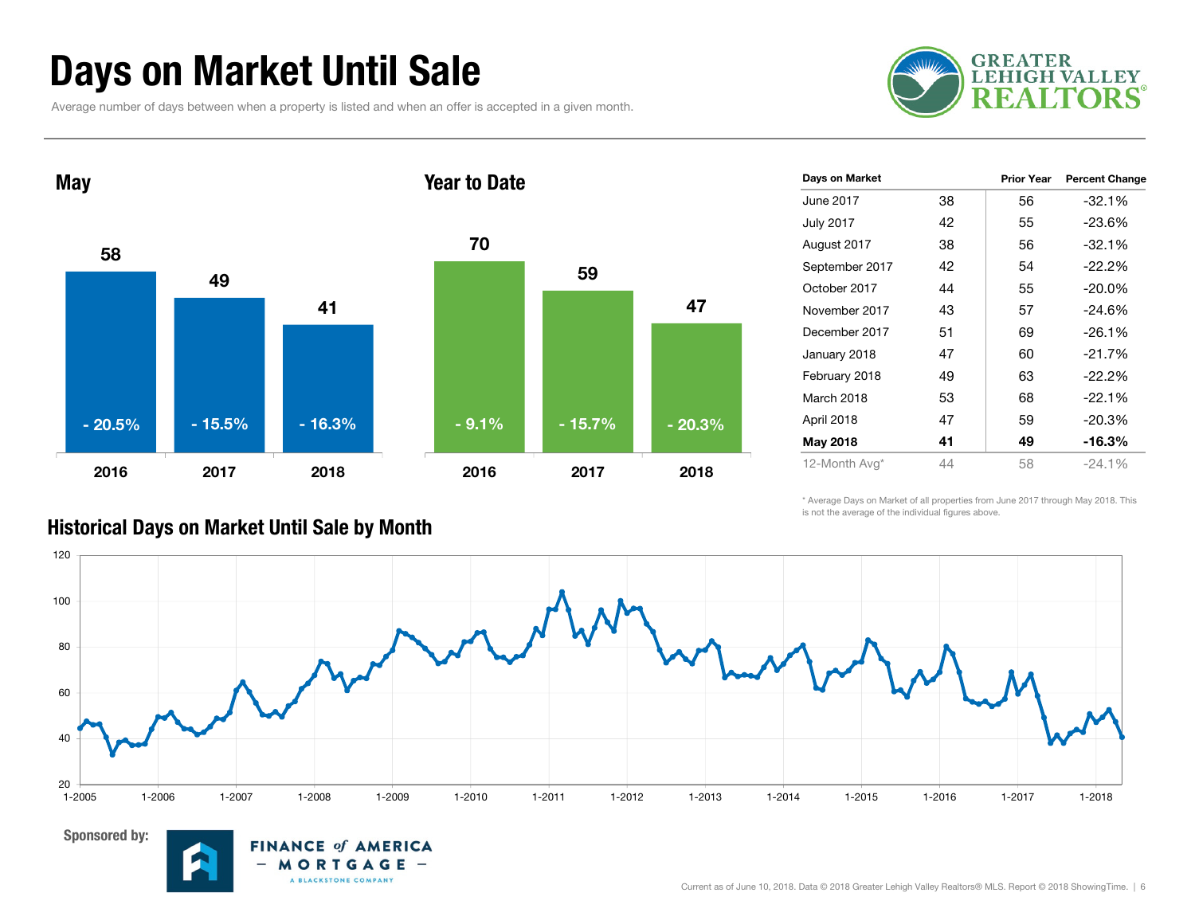# Days on Market Until Sale

Average number of days between when a property is listed and when an offer is accepted in a given month.

## May

| Year | Days | Change |
|---|---|---|
| 2016 | 58 | - 20.5% |
| 2017 | 49 | - 15.5% |
| 2018 | 41 | - 16.3% |

## Year to Date

| Year | Days | Change |
|---|---|---|
| 2016 | 70 | - 9.1% |
| 2017 | 59 | - 15.7% |
| 2018 | 47 | - 20.3% |

| Days on Market | | Prior Year | Percent Change |
|---|---|---|---|
| June 2017 | 38 | 56 | -32.1% |
| July 2017 | 42 | 55 | -23.6% |
| August 2017 | 38 | 56 | -32.1% |
| September 2017 | 42 | 54 | -22.2% |
| October 2017 | 44 | 55 | -20.0% |
| November 2017 | 43 | 57 | -24.6% |
| December 2017 | 51 | 69 | -26.1% |
| January 2018 | 47 | 60 | -21.7% |
| February 2018 | 49 | 63 | -22.2% |
| March 2018 | 53 | 68 | -22.1% |
| April 2018 | 47 | 59 | -20.3% |
| **May 2018** | **41** | **49** | **-16.3%** |
| 12-Month Avg* | 44 | 58 | -24.1% |

\* Average Days on Market of all properties from June 2017 through May 2018. This is not the average of the individual figures above.

## Historical Days on Market Until Sale by Month

Sponsored by: Finance of America Mortgage – A Blackstone Company

Current as of June 10, 2018. Data © 2018 Greater Lehigh Valley Realtors® MLS. Report © 2018 ShowingTime.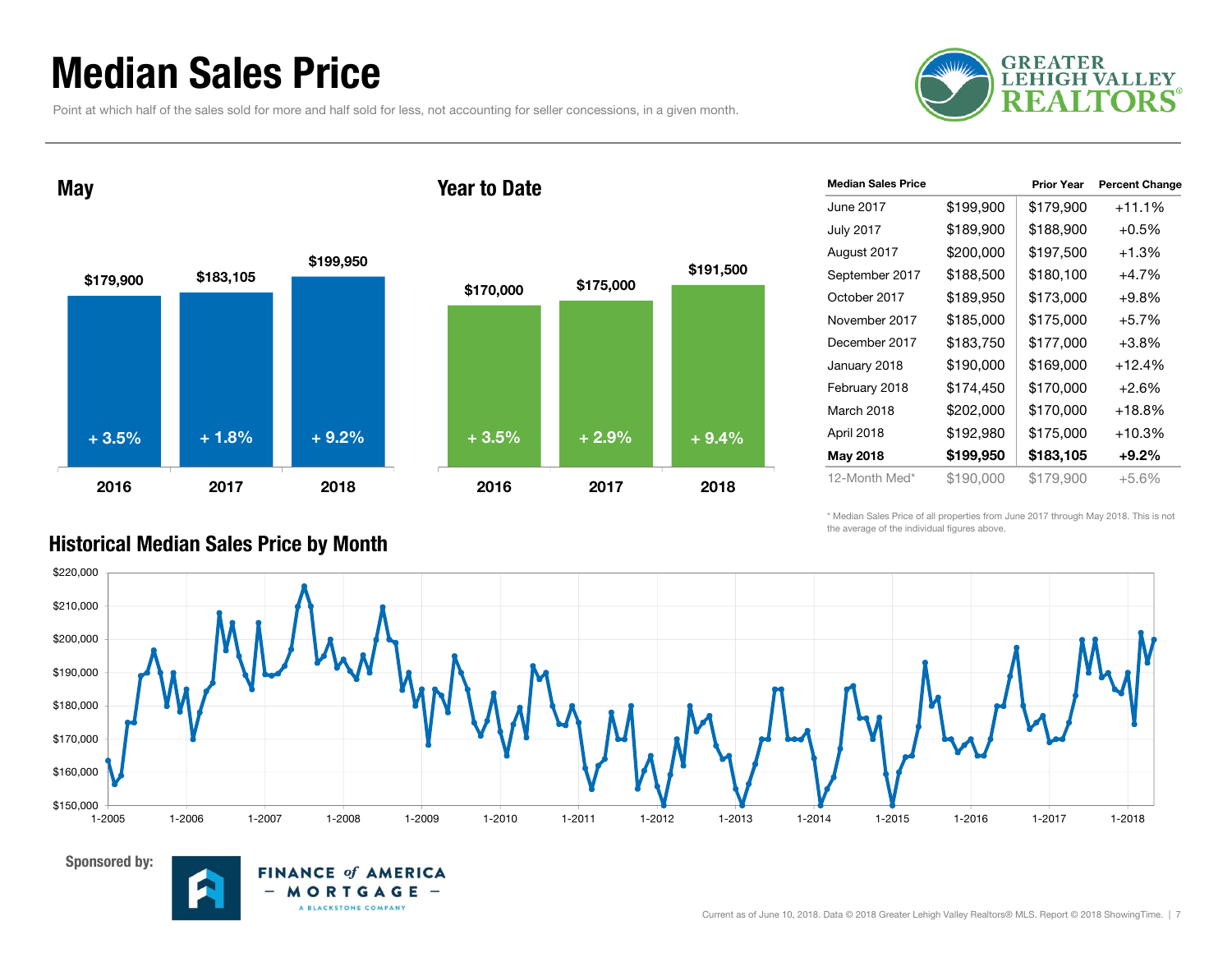# Median Sales Price

Point at which half of the sales sold for more and half sold for less, not accounting for seller concessions, in a given month.

GREATER LEHIGH VALLEY REALTORS®

## May

| | 2016 | 2017 | 2018 |
|---|---|---|---|
| Median Sales Price | $179,900 | $183,105 | $199,950 |
| Change | + 3.5% | + 1.8% | + 9.2% |

## Year to Date

| | 2016 | 2017 | 2018 |
|---|---|---|---|
| Median Sales Price | $170,000 | $175,000 | $191,500 |
| Change | + 3.5% | + 2.9% | + 9.4% |

| Median Sales Price | | Prior Year | Percent Change |
|---|---|---|---|
| June 2017 | $199,900 | $179,900 | +11.1% |
| July 2017 | $189,900 | $188,900 | +0.5% |
| August 2017 | $200,000 | $197,500 | +1.3% |
| September 2017 | $188,500 | $180,100 | +4.7% |
| October 2017 | $189,950 | $173,000 | +9.8% |
| November 2017 | $185,000 | $175,000 | +5.7% |
| December 2017 | $183,750 | $177,000 | +3.8% |
| January 2018 | $190,000 | $169,000 | +12.4% |
| February 2018 | $174,450 | $170,000 | +2.6% |
| March 2018 | $202,000 | $170,000 | +18.8% |
| April 2018 | $192,980 | $175,000 | +10.3% |
| **May 2018** | **$199,950** | **$183,105** | **+9.2%** |
| 12-Month Med* | $190,000 | $179,900 | +5.6% |

\* Median Sales Price of all properties from June 2017 through May 2018. This is not the average of the individual figures above.

## Historical Median Sales Price by Month

Sponsored by: FINANCE of AMERICA MORTGAGE – A BLACKSTONE COMPANY

Current as of June 10, 2018. Data © 2018 Greater Lehigh Valley Realtors® MLS. Report © 2018 ShowingTime.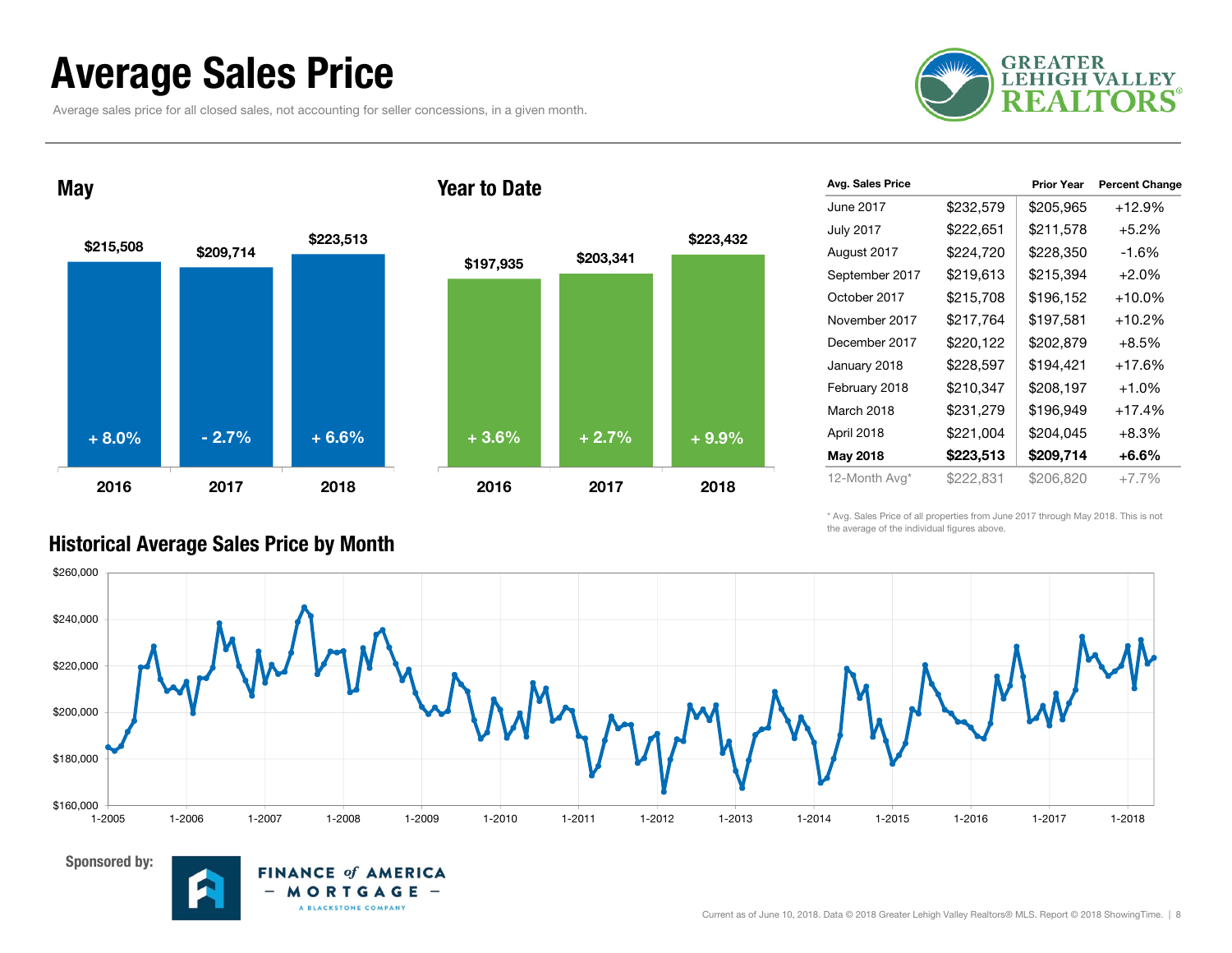# Average Sales Price

Average sales price for all closed sales, not accounting for seller concessions, in a given month.

GREATER LEHIGH VALLEY REALTORS®

## May

| Year | Avg. Sales Price | Change |
|---|---|---|
| 2016 | $215,508 | + 8.0% |
| 2017 | $209,714 | - 2.7% |
| 2018 | $223,513 | + 6.6% |

## Year to Date

| Year | Avg. Sales Price | Change |
|---|---|---|
| 2016 | $197,935 | + 3.6% |
| 2017 | $203,341 | + 2.7% |
| 2018 | $223,432 | + 9.9% |

| Avg. Sales Price | | Prior Year | Percent Change |
|---|---|---|---|
| June 2017 | $232,579 | $205,965 | +12.9% |
| July 2017 | $222,651 | $211,578 | +5.2% |
| August 2017 | $224,720 | $228,350 | -1.6% |
| September 2017 | $219,613 | $215,394 | +2.0% |
| October 2017 | $215,708 | $196,152 | +10.0% |
| November 2017 | $217,764 | $197,581 | +10.2% |
| December 2017 | $220,122 | $202,879 | +8.5% |
| January 2018 | $228,597 | $194,421 | +17.6% |
| February 2018 | $210,347 | $208,197 | +1.0% |
| March 2018 | $231,279 | $196,949 | +17.4% |
| April 2018 | $221,004 | $204,045 | +8.3% |
| **May 2018** | **$223,513** | **$209,714** | **+6.6%** |
| 12-Month Avg* | $222,831 | $206,820 | +7.7% |

\* Avg. Sales Price of all properties from June 2017 through May 2018. This is not the average of the individual figures above.

## Historical Average Sales Price by Month

Sponsored by: FINANCE of AMERICA – MORTGAGE – A BLACKSTONE COMPANY

Current as of June 10, 2018. Data © 2018 Greater Lehigh Valley Realtors® MLS. Report © 2018 ShowingTime.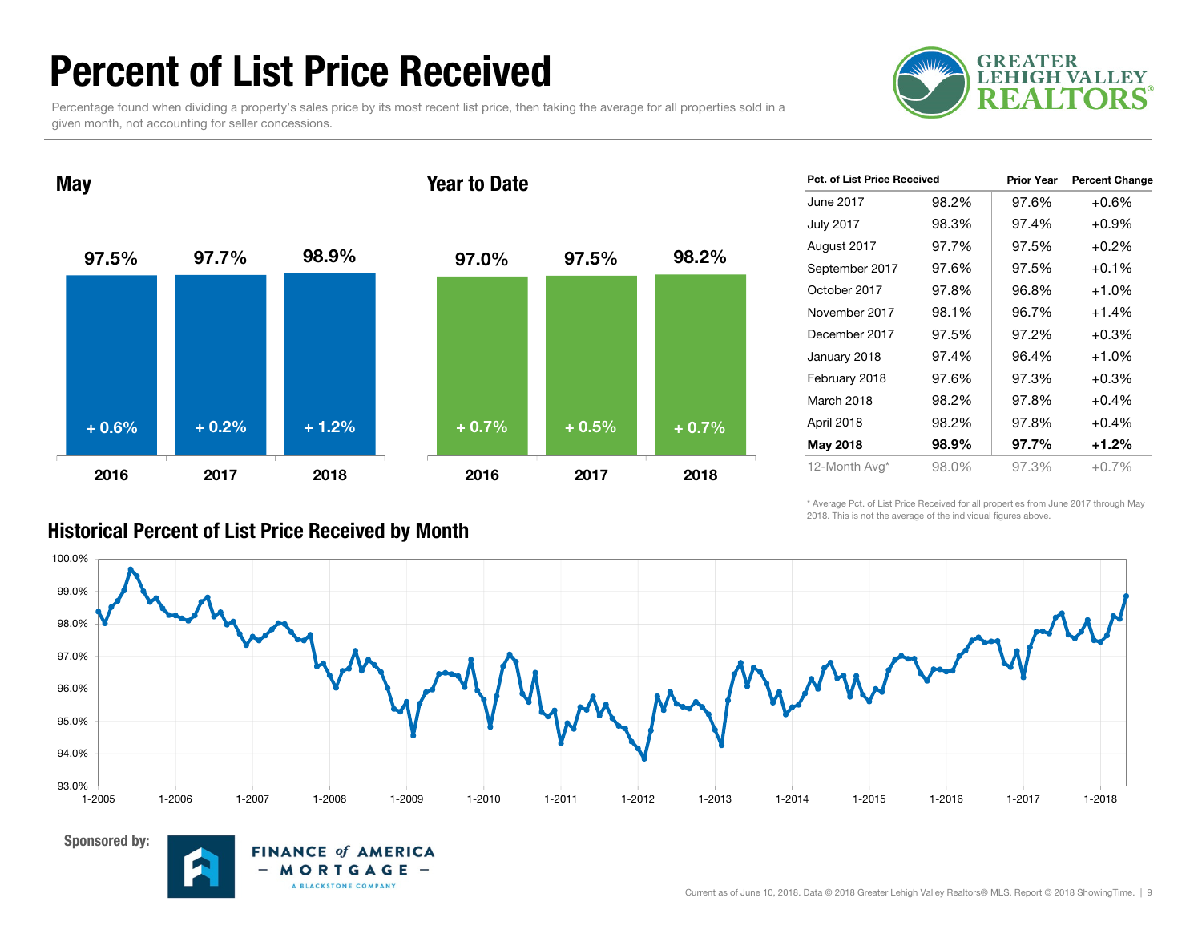# Percent of List Price Received

Percentage found when dividing a property's sales price by its most recent list price, then taking the average for all properties sold in a given month, not accounting for seller concessions.

## May

| | 2016 | 2017 | 2018 |
|---|---|---|---|
| Pct. of List Price Received | 97.5% | 97.7% | 98.9% |
| Change | + 0.6% | + 0.2% | + 1.2% |

## Year to Date

| | 2016 | 2017 | 2018 |
|---|---|---|---|
| Pct. of List Price Received | 97.0% | 97.5% | 98.2% |
| Change | + 0.7% | + 0.5% | + 0.7% |

| Pct. of List Price Received | | Prior Year | Percent Change |
|---|---|---|---|
| June 2017 | 98.2% | 97.6% | +0.6% |
| July 2017 | 98.3% | 97.4% | +0.9% |
| August 2017 | 97.7% | 97.5% | +0.2% |
| September 2017 | 97.6% | 97.5% | +0.1% |
| October 2017 | 97.8% | 96.8% | +1.0% |
| November 2017 | 98.1% | 96.7% | +1.4% |
| December 2017 | 97.5% | 97.2% | +0.3% |
| January 2018 | 97.4% | 96.4% | +1.0% |
| February 2018 | 97.6% | 97.3% | +0.3% |
| March 2018 | 98.2% | 97.8% | +0.4% |
| April 2018 | 98.2% | 97.8% | +0.4% |
| **May 2018** | **98.9%** | **97.7%** | **+1.2%** |
| 12-Month Avg* | 98.0% | 97.3% | +0.7% |

\* Average Pct. of List Price Received for all properties from June 2017 through May 2018. This is not the average of the individual figures above.

## Historical Percent of List Price Received by Month

Sponsored by: Finance of America Mortgage – A Blackstone Company

Current as of June 10, 2018. Data © 2018 Greater Lehigh Valley Realtors® MLS. Report © 2018 ShowingTime.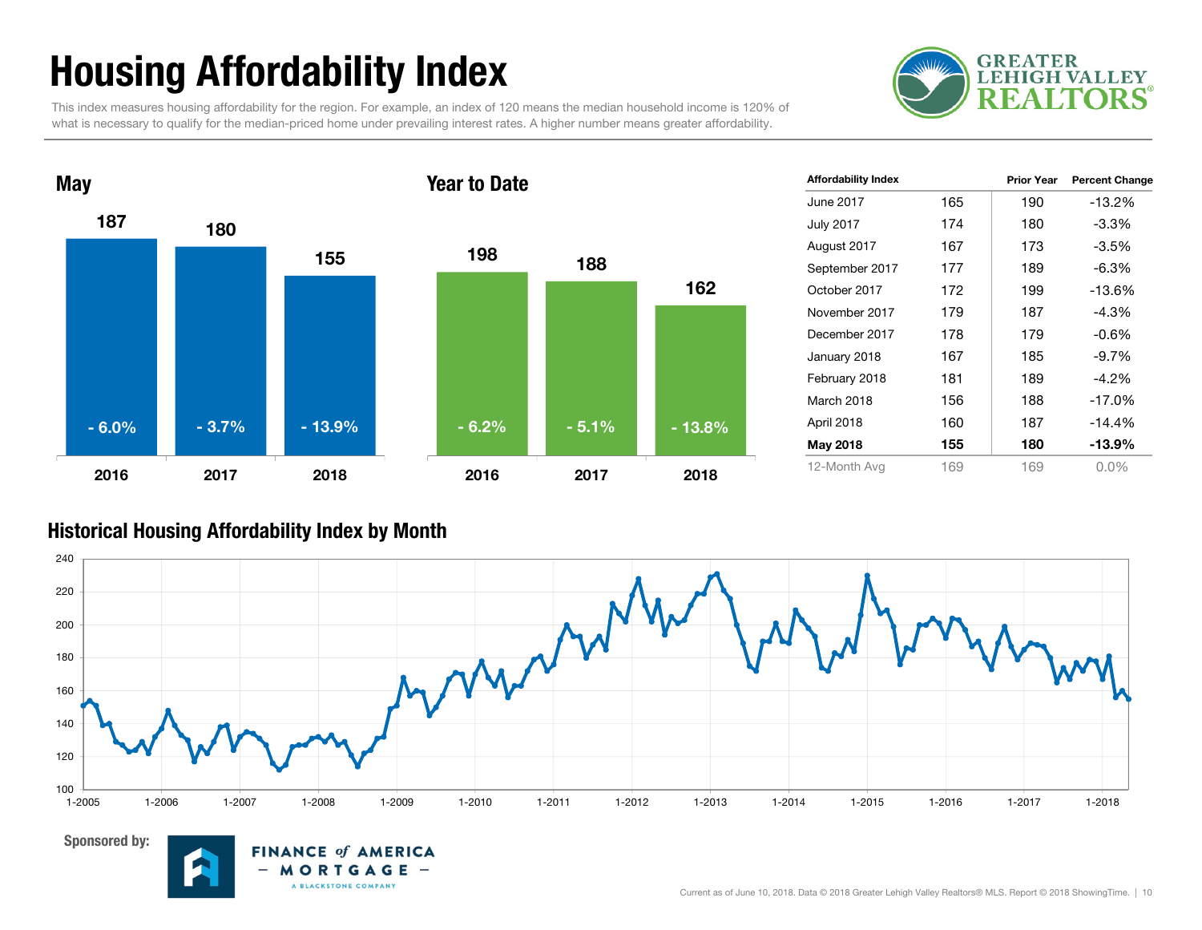# Housing Affordability Index

This index measures housing affordability for the region. For example, an index of 120 means the median household income is 120% of what is necessary to qualify for the median-priced home under prevailing interest rates. A higher number means greater affordability.

## May

| | 2016 | 2017 | 2018 |
|---|---|---|---|
| Index | 187 | 180 | 155 |
| Change | - 6.0% | - 3.7% | - 13.9% |

## Year to Date

| | 2016 | 2017 | 2018 |
|---|---|---|---|
| Index | 198 | 188 | 162 |
| Change | - 6.2% | - 5.1% | - 13.8% |

| Affordability Index | | Prior Year | Percent Change |
|---|---|---|---|
| June 2017 | 165 | 190 | -13.2% |
| July 2017 | 174 | 180 | -3.3% |
| August 2017 | 167 | 173 | -3.5% |
| September 2017 | 177 | 189 | -6.3% |
| October 2017 | 172 | 199 | -13.6% |
| November 2017 | 179 | 187 | -4.3% |
| December 2017 | 178 | 179 | -0.6% |
| January 2018 | 167 | 185 | -9.7% |
| February 2018 | 181 | 189 | -4.2% |
| March 2018 | 156 | 188 | -17.0% |
| April 2018 | 160 | 187 | -14.4% |
| **May 2018** | **155** | **180** | **-13.9%** |
| 12-Month Avg | 169 | 169 | 0.0% |

## Historical Housing Affordability Index by Month

Sponsored by: Finance of America Mortgage – A Blackstone Company

Current as of June 10, 2018. Data © 2018 Greater Lehigh Valley Realtors® MLS. Report © 2018 ShowingTime.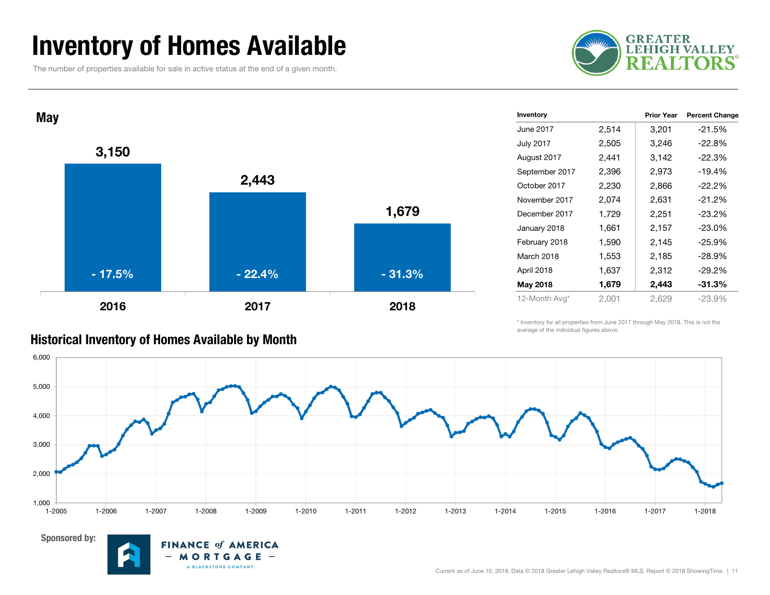# Inventory of Homes Available

The number of properties available for sale in active status at the end of a given month.

## May

| Year | Inventory | Change |
|---|---|---|
| 2016 | 3,150 | - 17.5% |
| 2017 | 2,443 | - 22.4% |
| 2018 | 1,679 | - 31.3% |

| Inventory | | Prior Year | Percent Change |
|---|---|---|---|
| June 2017 | 2,514 | 3,201 | -21.5% |
| July 2017 | 2,505 | 3,246 | -22.8% |
| August 2017 | 2,441 | 3,142 | -22.3% |
| September 2017 | 2,396 | 2,973 | -19.4% |
| October 2017 | 2,230 | 2,866 | -22.2% |
| November 2017 | 2,074 | 2,631 | -21.2% |
| December 2017 | 1,729 | 2,251 | -23.2% |
| January 2018 | 1,661 | 2,157 | -23.0% |
| February 2018 | 1,590 | 2,145 | -25.9% |
| March 2018 | 1,553 | 2,185 | -28.9% |
| April 2018 | 1,637 | 2,312 | -29.2% |
| **May 2018** | **1,679** | **2,443** | **-31.3%** |
| 12-Month Avg* | 2,001 | 2,629 | -23.9% |

\* Inventory for all properties from June 2017 through May 2018. This is not the average of the individual figures above.

## Historical Inventory of Homes Available by Month

Sponsored by: FINANCE of AMERICA – MORTGAGE – A BLACKSTONE COMPANY

Current as of June 10, 2018. Data © 2018 Greater Lehigh Valley Realtors® MLS. Report © 2018 ShowingTime.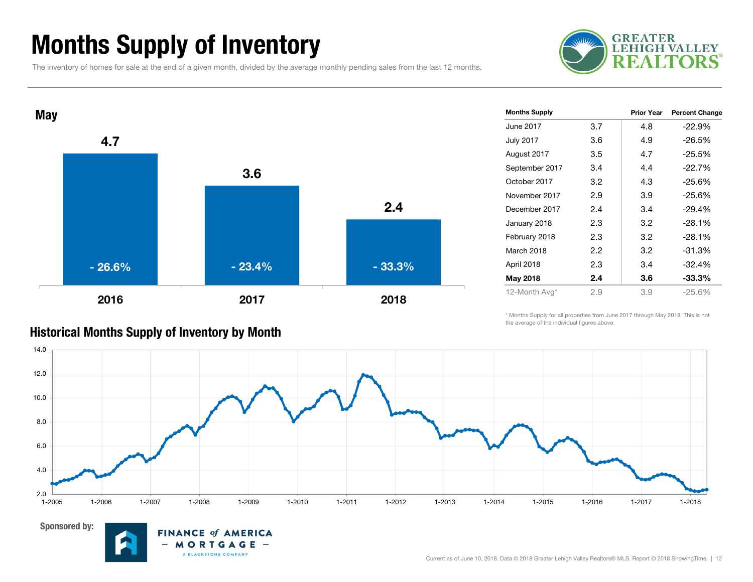# Months Supply of Inventory

The inventory of homes for sale at the end of a given month, divided by the average monthly pending sales from the last 12 months.

## May

| Year | Months Supply | Change |
|---|---|---|
| 2016 | 4.7 | - 26.6% |
| 2017 | 3.6 | - 23.4% |
| 2018 | 2.4 | - 33.3% |

| Months Supply | | Prior Year | Percent Change |
|---|---|---|---|
| June 2017 | 3.7 | 4.8 | -22.9% |
| July 2017 | 3.6 | 4.9 | -26.5% |
| August 2017 | 3.5 | 4.7 | -25.5% |
| September 2017 | 3.4 | 4.4 | -22.7% |
| October 2017 | 3.2 | 4.3 | -25.6% |
| November 2017 | 2.9 | 3.9 | -25.6% |
| December 2017 | 2.4 | 3.4 | -29.4% |
| January 2018 | 2.3 | 3.2 | -28.1% |
| February 2018 | 2.3 | 3.2 | -28.1% |
| March 2018 | 2.2 | 3.2 | -31.3% |
| April 2018 | 2.3 | 3.4 | -32.4% |
| **May 2018** | **2.4** | **3.6** | **-33.3%** |
| 12-Month Avg* | 2.9 | 3.9 | -25.6% |

\* Months Supply for all properties from June 2017 through May 2018. This is not the average of the individual figures above.

## Historical Months Supply of Inventory by Month

Sponsored by: FINANCE of AMERICA MORTGAGE — A BLACKSTONE COMPANY

Current as of June 10, 2018. Data © 2018 Greater Lehigh Valley Realtors® MLS. Report © 2018 ShowingTime.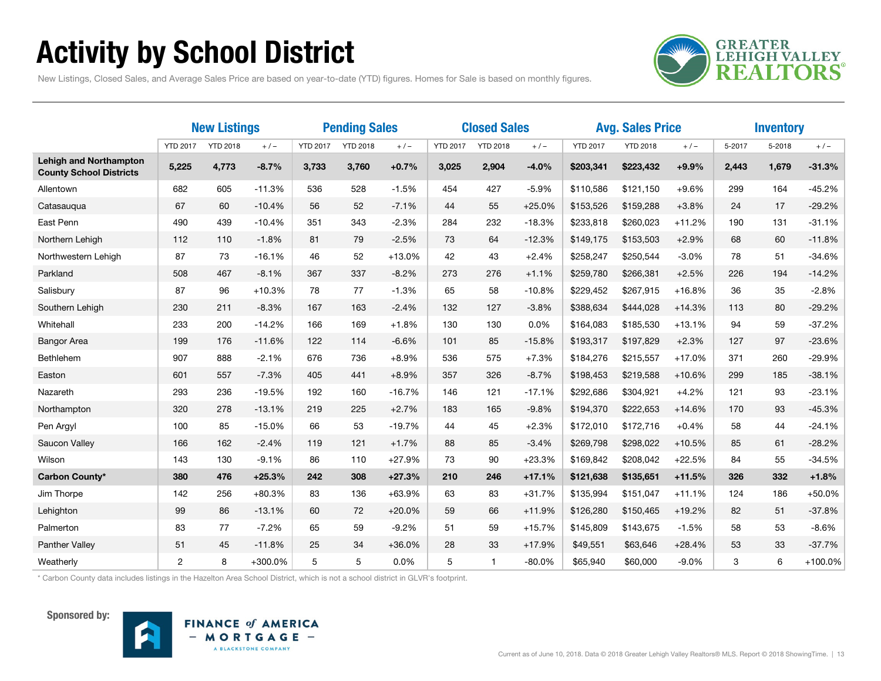# Activity by School District

New Listings, Closed Sales, and Average Sales Price are based on year-to-date (YTD) figures. Homes for Sale is based on monthly figures.

| | New Listings | | | Pending Sales | | | Closed Sales | | | Avg. Sales Price | | | Inventory | | |
|---|---|---|---|---|---|---|---|---|---|---|---|---|---|---|---|
| | YTD 2017 | YTD 2018 | + / – | YTD 2017 | YTD 2018 | + / – | YTD 2017 | YTD 2018 | + / – | YTD 2017 | YTD 2018 | + / – | 5-2017 | 5-2018 | + / – |
| **Lehigh and Northampton County School Districts** | **5,225** | **4,773** | **-8.7%** | **3,733** | **3,760** | **+0.7%** | **3,025** | **2,904** | **-4.0%** | **$203,341** | **$223,432** | **+9.9%** | **2,443** | **1,679** | **-31.3%** |
| Allentown | 682 | 605 | -11.3% | 536 | 528 | -1.5% | 454 | 427 | -5.9% | $110,586 | $121,150 | +9.6% | 299 | 164 | -45.2% |
| Catasauqua | 67 | 60 | -10.4% | 56 | 52 | -7.1% | 44 | 55 | +25.0% | $153,526 | $159,288 | +3.8% | 24 | 17 | -29.2% |
| East Penn | 490 | 439 | -10.4% | 351 | 343 | -2.3% | 284 | 232 | -18.3% | $233,818 | $260,023 | +11.2% | 190 | 131 | -31.1% |
| Northern Lehigh | 112 | 110 | -1.8% | 81 | 79 | -2.5% | 73 | 64 | -12.3% | $149,175 | $153,503 | +2.9% | 68 | 60 | -11.8% |
| Northwestern Lehigh | 87 | 73 | -16.1% | 46 | 52 | +13.0% | 42 | 43 | +2.4% | $258,247 | $250,544 | -3.0% | 78 | 51 | -34.6% |
| Parkland | 508 | 467 | -8.1% | 367 | 337 | -8.2% | 273 | 276 | +1.1% | $259,780 | $266,381 | +2.5% | 226 | 194 | -14.2% |
| Salisbury | 87 | 96 | +10.3% | 78 | 77 | -1.3% | 65 | 58 | -10.8% | $229,452 | $267,915 | +16.8% | 36 | 35 | -2.8% |
| Southern Lehigh | 230 | 211 | -8.3% | 167 | 163 | -2.4% | 132 | 127 | -3.8% | $388,634 | $444,028 | +14.3% | 113 | 80 | -29.2% |
| Whitehall | 233 | 200 | -14.2% | 166 | 169 | +1.8% | 130 | 130 | 0.0% | $164,083 | $185,530 | +13.1% | 94 | 59 | -37.2% |
| Bangor Area | 199 | 176 | -11.6% | 122 | 114 | -6.6% | 101 | 85 | -15.8% | $193,317 | $197,829 | +2.3% | 127 | 97 | -23.6% |
| Bethlehem | 907 | 888 | -2.1% | 676 | 736 | +8.9% | 536 | 575 | +7.3% | $184,276 | $215,557 | +17.0% | 371 | 260 | -29.9% |
| Easton | 601 | 557 | -7.3% | 405 | 441 | +8.9% | 357 | 326 | -8.7% | $198,453 | $219,588 | +10.6% | 299 | 185 | -38.1% |
| Nazareth | 293 | 236 | -19.5% | 192 | 160 | -16.7% | 146 | 121 | -17.1% | $292,686 | $304,921 | +4.2% | 121 | 93 | -23.1% |
| Northampton | 320 | 278 | -13.1% | 219 | 225 | +2.7% | 183 | 165 | -9.8% | $194,370 | $222,653 | +14.6% | 170 | 93 | -45.3% |
| Pen Argyl | 100 | 85 | -15.0% | 66 | 53 | -19.7% | 44 | 45 | +2.3% | $172,010 | $172,716 | +0.4% | 58 | 44 | -24.1% |
| Saucon Valley | 166 | 162 | -2.4% | 119 | 121 | +1.7% | 88 | 85 | -3.4% | $269,798 | $298,022 | +10.5% | 85 | 61 | -28.2% |
| Wilson | 143 | 130 | -9.1% | 86 | 110 | +27.9% | 73 | 90 | +23.3% | $169,842 | $208,042 | +22.5% | 84 | 55 | -34.5% |
| **Carbon County*** | **380** | **476** | **+25.3%** | **242** | **308** | **+27.3%** | **210** | **246** | **+17.1%** | **$121,638** | **$135,651** | **+11.5%** | **326** | **332** | **+1.8%** |
| Jim Thorpe | 142 | 256 | +80.3% | 83 | 136 | +63.9% | 63 | 83 | +31.7% | $135,994 | $151,047 | +11.1% | 124 | 186 | +50.0% |
| Lehighton | 99 | 86 | -13.1% | 60 | 72 | +20.0% | 59 | 66 | +11.9% | $126,280 | $150,465 | +19.2% | 82 | 51 | -37.8% |
| Palmerton | 83 | 77 | -7.2% | 65 | 59 | -9.2% | 51 | 59 | +15.7% | $145,809 | $143,675 | -1.5% | 58 | 53 | -8.6% |
| Panther Valley | 51 | 45 | -11.8% | 25 | 34 | +36.0% | 28 | 33 | +17.9% | $49,551 | $63,646 | +28.4% | 53 | 33 | -37.7% |
| Weatherly | 2 | 8 | +300.0% | 5 | 5 | 0.0% | 5 | 1 | -80.0% | $65,940 | $60,000 | -9.0% | 3 | 6 | +100.0% |

* Carbon County data includes listings in the Hazelton Area School District, which is not a school district in GLVR's footprint.

Sponsored by: FINANCE *of* AMERICA – MORTGAGE – A BLACKSTONE COMPANY

Current as of June 10, 2018. Data © 2018 Greater Lehigh Valley Realtors® MLS. Report © 2018 ShowingTime.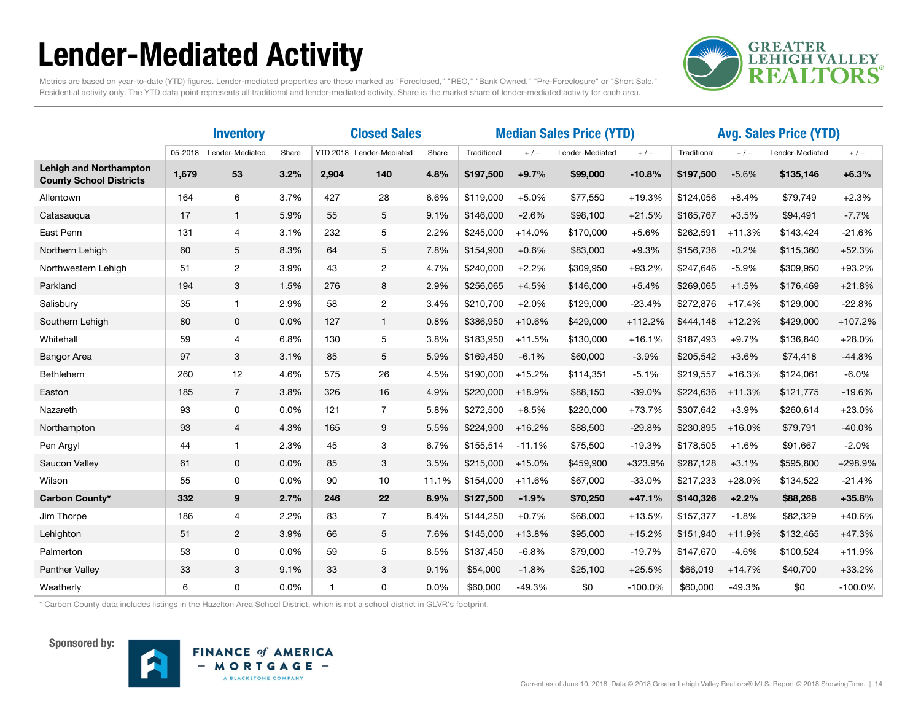# Lender-Mediated Activity

Metrics are based on year-to-date (YTD) figures. Lender-mediated properties are those marked as "Foreclosed," "REO," "Bank Owned," "Pre-Foreclosure" or "Short Sale." Residential activity only. The YTD data point represents all traditional and lender-mediated activity. Share is the market share of lender-mediated activity for each area.

| | Inventory | | | Closed Sales | | | Median Sales Price (YTD) | | | | Avg. Sales Price (YTD) | | | |
|---|---|---|---|---|---|---|---|---|---|---|---|---|---|---|
| | 05-2018 | Lender-Mediated | Share | YTD 2018 | Lender-Mediated | Share | Traditional | + / – | Lender-Mediated | + / – | Traditional | + / – | Lender-Mediated | + / – |
| **Lehigh and Northampton County School Districts** | **1,679** | **53** | **3.2%** | **2,904** | **140** | **4.8%** | **$197,500** | **+9.7%** | **$99,000** | **-10.8%** | **$197,500** | -5.6% | **$135,146** | **+6.3%** |
| Allentown | 164 | 6 | 3.7% | 427 | 28 | 6.6% | $119,000 | +5.0% | $77,550 | +19.3% | $124,056 | +8.4% | $79,749 | +2.3% |
| Catasauqua | 17 | 1 | 5.9% | 55 | 5 | 9.1% | $146,000 | -2.6% | $98,100 | +21.5% | $165,767 | +3.5% | $94,491 | -7.7% |
| East Penn | 131 | 4 | 3.1% | 232 | 5 | 2.2% | $245,000 | +14.0% | $170,000 | +5.6% | $262,591 | +11.3% | $143,424 | -21.6% |
| Northern Lehigh | 60 | 5 | 8.3% | 64 | 5 | 7.8% | $154,900 | +0.6% | $83,000 | +9.3% | $156,736 | -0.2% | $115,360 | +52.3% |
| Northwestern Lehigh | 51 | 2 | 3.9% | 43 | 2 | 4.7% | $240,000 | +2.2% | $309,950 | +93.2% | $247,646 | -5.9% | $309,950 | +93.2% |
| Parkland | 194 | 3 | 1.5% | 276 | 8 | 2.9% | $256,065 | +4.5% | $146,000 | +5.4% | $269,065 | +1.5% | $176,469 | +21.8% |
| Salisbury | 35 | 1 | 2.9% | 58 | 2 | 3.4% | $210,700 | +2.0% | $129,000 | -23.4% | $272,876 | +17.4% | $129,000 | -22.8% |
| Southern Lehigh | 80 | 0 | 0.0% | 127 | 1 | 0.8% | $386,950 | +10.6% | $429,000 | +112.2% | $444,148 | +12.2% | $429,000 | +107.2% |
| Whitehall | 59 | 4 | 6.8% | 130 | 5 | 3.8% | $183,950 | +11.5% | $130,000 | +16.1% | $187,493 | +9.7% | $136,840 | +28.0% |
| Bangor Area | 97 | 3 | 3.1% | 85 | 5 | 5.9% | $169,450 | -6.1% | $60,000 | -3.9% | $205,542 | +3.6% | $74,418 | -44.8% |
| Bethlehem | 260 | 12 | 4.6% | 575 | 26 | 4.5% | $190,000 | +15.2% | $114,351 | -5.1% | $219,557 | +16.3% | $124,061 | -6.0% |
| Easton | 185 | 7 | 3.8% | 326 | 16 | 4.9% | $220,000 | +18.9% | $88,150 | -39.0% | $224,636 | +11.3% | $121,775 | -19.6% |
| Nazareth | 93 | 0 | 0.0% | 121 | 7 | 5.8% | $272,500 | +8.5% | $220,000 | +73.7% | $307,642 | +3.9% | $260,614 | +23.0% |
| Northampton | 93 | 4 | 4.3% | 165 | 9 | 5.5% | $224,900 | +16.2% | $88,500 | -29.8% | $230,895 | +16.0% | $79,791 | -40.0% |
| Pen Argyl | 44 | 1 | 2.3% | 45 | 3 | 6.7% | $155,514 | -11.1% | $75,500 | -19.3% | $178,505 | +1.6% | $91,667 | -2.0% |
| Saucon Valley | 61 | 0 | 0.0% | 85 | 3 | 3.5% | $215,000 | +15.0% | $459,900 | +323.9% | $287,128 | +3.1% | $595,800 | +298.9% |
| Wilson | 55 | 0 | 0.0% | 90 | 10 | 11.1% | $154,000 | +11.6% | $67,000 | -33.0% | $217,233 | +28.0% | $134,522 | -21.4% |
| **Carbon County*** | **332** | **9** | **2.7%** | **246** | **22** | **8.9%** | **$127,500** | **-1.9%** | **$70,250** | **+47.1%** | **$140,326** | **+2.2%** | **$88,268** | **+35.8%** |
| Jim Thorpe | 186 | 4 | 2.2% | 83 | 7 | 8.4% | $144,250 | +0.7% | $68,000 | +13.5% | $157,377 | -1.8% | $82,329 | +40.6% |
| Lehighton | 51 | 2 | 3.9% | 66 | 5 | 7.6% | $145,000 | +13.8% | $95,000 | +15.2% | $151,940 | +11.9% | $132,465 | +47.3% |
| Palmerton | 53 | 0 | 0.0% | 59 | 5 | 8.5% | $137,450 | -6.8% | $79,000 | -19.7% | $147,670 | -4.6% | $100,524 | +11.9% |
| Panther Valley | 33 | 3 | 9.1% | 33 | 3 | 9.1% | $54,000 | -1.8% | $25,100 | +25.5% | $66,019 | +14.7% | $40,700 | +33.2% |
| Weatherly | 6 | 0 | 0.0% | 1 | 0 | 0.0% | $60,000 | -49.3% | $0 | -100.0% | $60,000 | -49.3% | $0 | -100.0% |

\* Carbon County data includes listings in the Hazelton Area School District, which is not a school district in GLVR's footprint.

**Sponsored by:** FINANCE of AMERICA – MORTGAGE – A BLACKSTONE COMPANY

Current as of June 10, 2018. Data © 2018 Greater Lehigh Valley Realtors® MLS. Report © 2018 ShowingTime.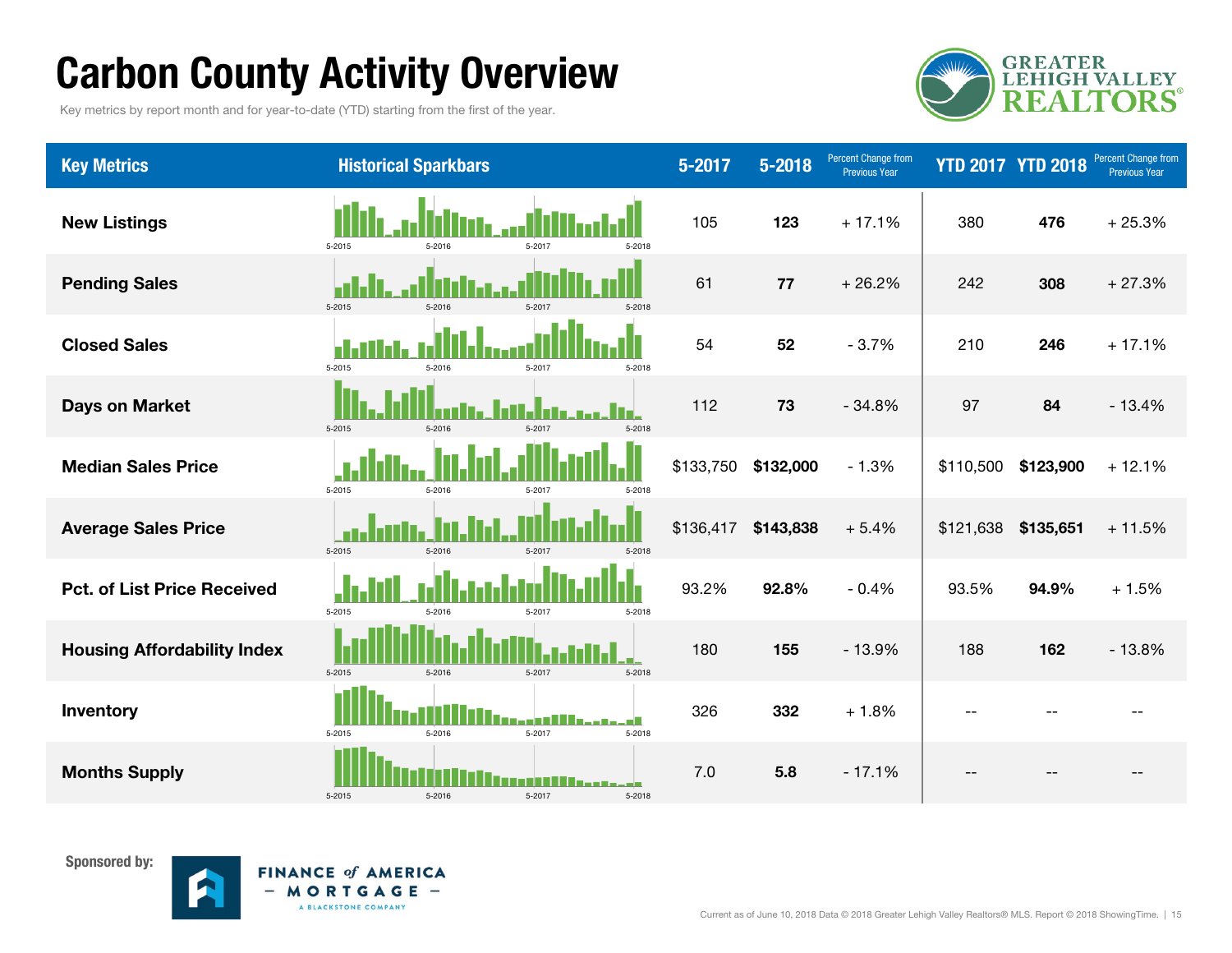# Carbon County Activity Overview

Key metrics by report month and for year-to-date (YTD) starting from the first of the year.

GREATER LEHIGH VALLEY REALTORS®

| Key Metrics | Historical Sparkbars | 5-2017 | 5-2018 | Percent Change from Previous Year | YTD 2017 | YTD 2018 | Percent Change from Previous Year |
|---|---|---|---|---|---|---|---|
| **New Listings** | 5-2015 5-2016 5-2017 5-2018 | 105 | **123** | + 17.1% | 380 | **476** | + 25.3% |
| **Pending Sales** | 5-2015 5-2016 5-2017 5-2018 | 61 | **77** | + 26.2% | 242 | **308** | + 27.3% |
| **Closed Sales** | 5-2015 5-2016 5-2017 5-2018 | 54 | **52** | - 3.7% | 210 | **246** | + 17.1% |
| **Days on Market** | 5-2015 5-2016 5-2017 5-2018 | 112 | **73** | - 34.8% | 97 | **84** | - 13.4% |
| **Median Sales Price** | 5-2015 5-2016 5-2017 5-2018 | $133,750 | **$132,000** | - 1.3% | $110,500 | **$123,900** | + 12.1% |
| **Average Sales Price** | 5-2015 5-2016 5-2017 5-2018 | $136,417 | **$143,838** | + 5.4% | $121,638 | **$135,651** | + 11.5% |
| **Pct. of List Price Received** | 5-2015 5-2016 5-2017 5-2018 | 93.2% | **92.8%** | - 0.4% | 93.5% | **94.9%** | + 1.5% |
| **Housing Affordability Index** | 5-2015 5-2016 5-2017 5-2018 | 180 | **155** | - 13.9% | 188 | **162** | - 13.8% |
| **Inventory** | 5-2015 5-2016 5-2017 5-2018 | 326 | **332** | + 1.8% | -- | -- | -- |
| **Months Supply** | 5-2015 5-2016 5-2017 5-2018 | 7.0 | **5.8** | - 17.1% | -- | -- | -- |

**Sponsored by:** FINANCE of AMERICA – MORTGAGE – A BLACKSTONE COMPANY

Current as of June 10, 2018 Data © 2018 Greater Lehigh Valley Realtors® MLS. Report © 2018 ShowingTime.